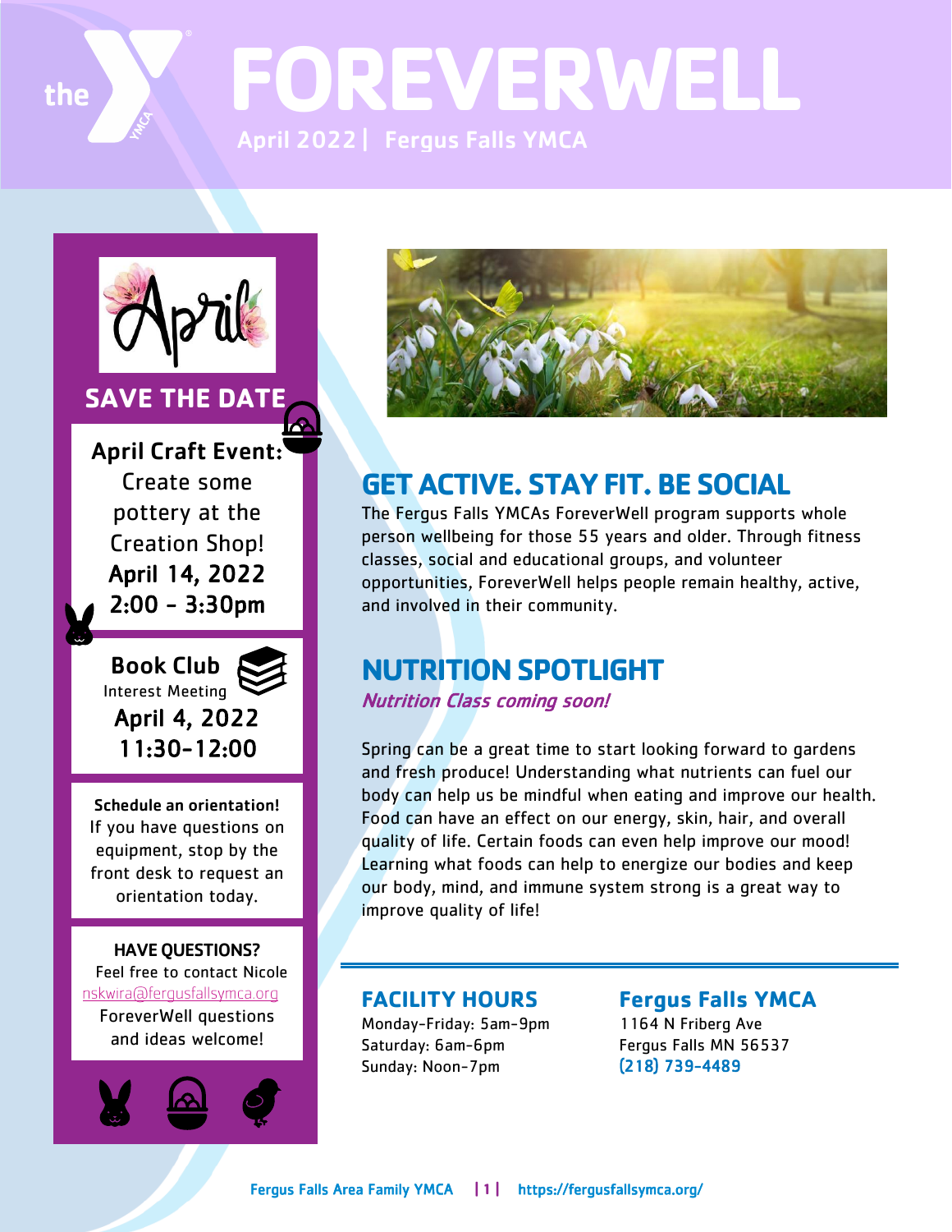# FOREVERWELL

April 2022 | Fergus Falls YMCA

## SAVE THE DATE

**April Craft Event:**
Create some pottery at the Creation Shop!
**April 14, 2022**
**2:00 - 3:30pm**

**Book Club**
Interest Meeting
**April 4, 2022**
**11:30-12:00**

**Schedule an orientation!**
If you have questions on equipment, stop by the front desk to request an orientation today.

**HAVE QUESTIONS?**
Feel free to contact Nicole
nskwira@fergusfallsymca.org
ForeverWell questions and ideas welcome!

## GET ACTIVE. STAY FIT. BE SOCIAL

The Fergus Falls YMCAs ForeverWell program supports whole person wellbeing for those 55 years and older. Through fitness classes, social and educational groups, and volunteer opportunities, ForeverWell helps people remain healthy, active, and involved in their community.

## NUTRITION SPOTLIGHT

*Nutrition Class coming soon!*

Spring can be a great time to start looking forward to gardens and fresh produce! Understanding what nutrients can fuel our body can help us be mindful when eating and improve our health. Food can have an effect on our energy, skin, hair, and overall quality of life. Certain foods can even help improve our mood! Learning what foods can help to energize our bodies and keep our body, mind, and immune system strong is a great way to improve quality of life!

### FACILITY HOURS

Monday-Friday: 5am-9pm
Saturday: 6am-6pm
Sunday: Noon-7pm

### Fergus Falls YMCA

1164 N Friberg Ave
Fergus Falls MN 56537
(218) 739-4489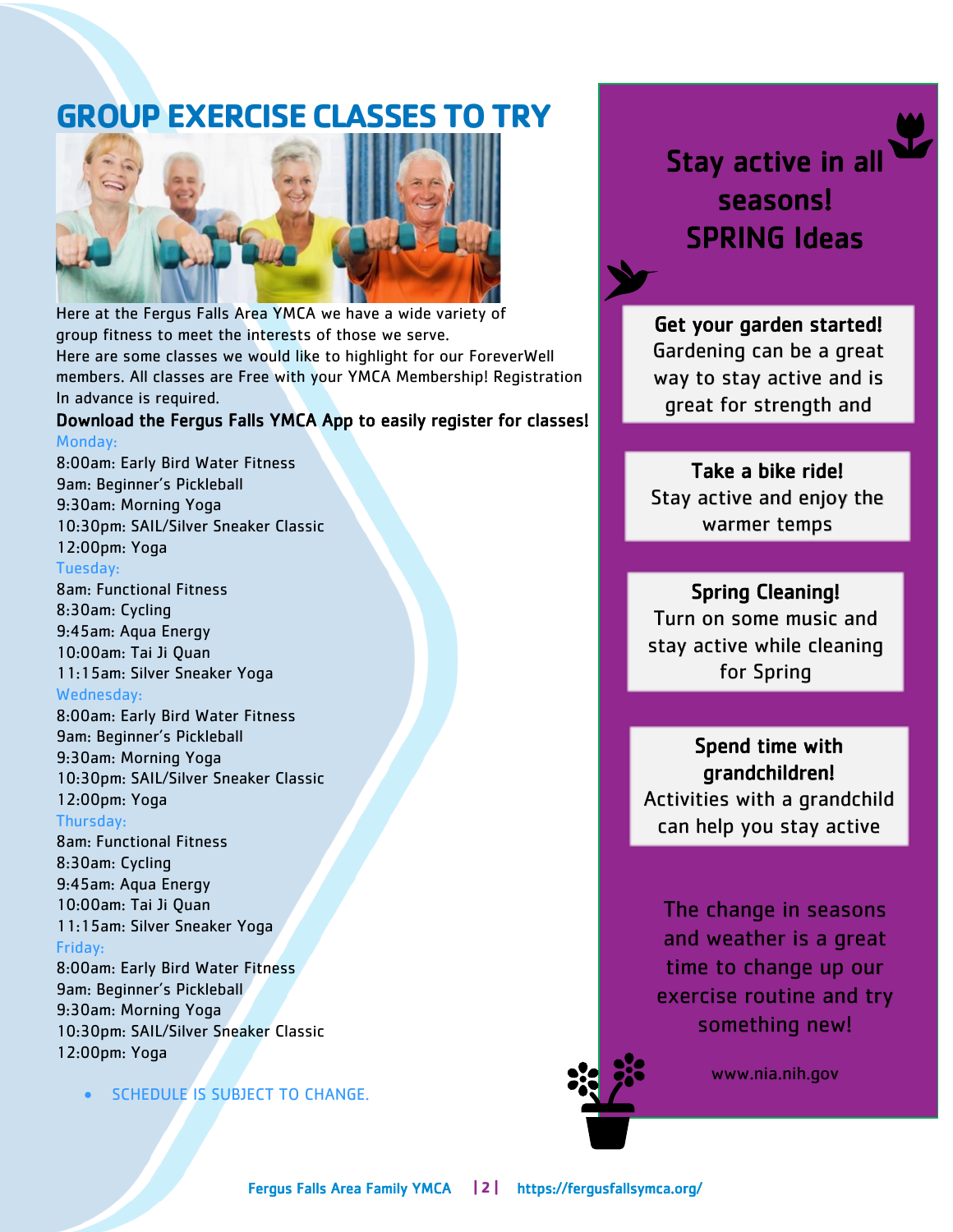# GROUP EXERCISE CLASSES TO TRY

Here at the Fergus Falls Area YMCA we have a wide variety of group fitness to meet the interests of those we serve.
Here are some classes we would like to highlight for our ForeverWell members. All classes are Free with your YMCA Membership! Registration In advance is required.

**Download the Fergus Falls YMCA App to easily register for classes!**

**Monday:**
8:00am: Early Bird Water Fitness
9am: Beginner's Pickleball
9:30am: Morning Yoga
10:30pm: SAIL/Silver Sneaker Classic
12:00pm: Yoga

**Tuesday:**
8am: Functional Fitness
8:30am: Cycling
9:45am: Aqua Energy
10:00am: Tai Ji Quan
11:15am: Silver Sneaker Yoga

**Wednesday:**
8:00am: Early Bird Water Fitness
9am: Beginner's Pickleball
9:30am: Morning Yoga
10:30pm: SAIL/Silver Sneaker Classic
12:00pm: Yoga

**Thursday:**
8am: Functional Fitness
8:30am: Cycling
9:45am: Aqua Energy
10:00am: Tai Ji Quan
11:15am: Silver Sneaker Yoga

**Friday:**
8:00am: Early Bird Water Fitness
9am: Beginner's Pickleball
9:30am: Morning Yoga
10:30pm: SAIL/Silver Sneaker Classic
12:00pm: Yoga

- SCHEDULE IS SUBJECT TO CHANGE.

## Stay active in all seasons! SPRING Ideas

**Get your garden started!**
Gardening can be a great way to stay active and is great for strength and

**Take a bike ride!**
Stay active and enjoy the warmer temps

**Spring Cleaning!**
Turn on some music and stay active while cleaning for Spring

**Spend time with grandchildren!**
Activities with a grandchild can help you stay active

The change in seasons and weather is a great time to change up our exercise routine and try something new!

www.nia.nih.gov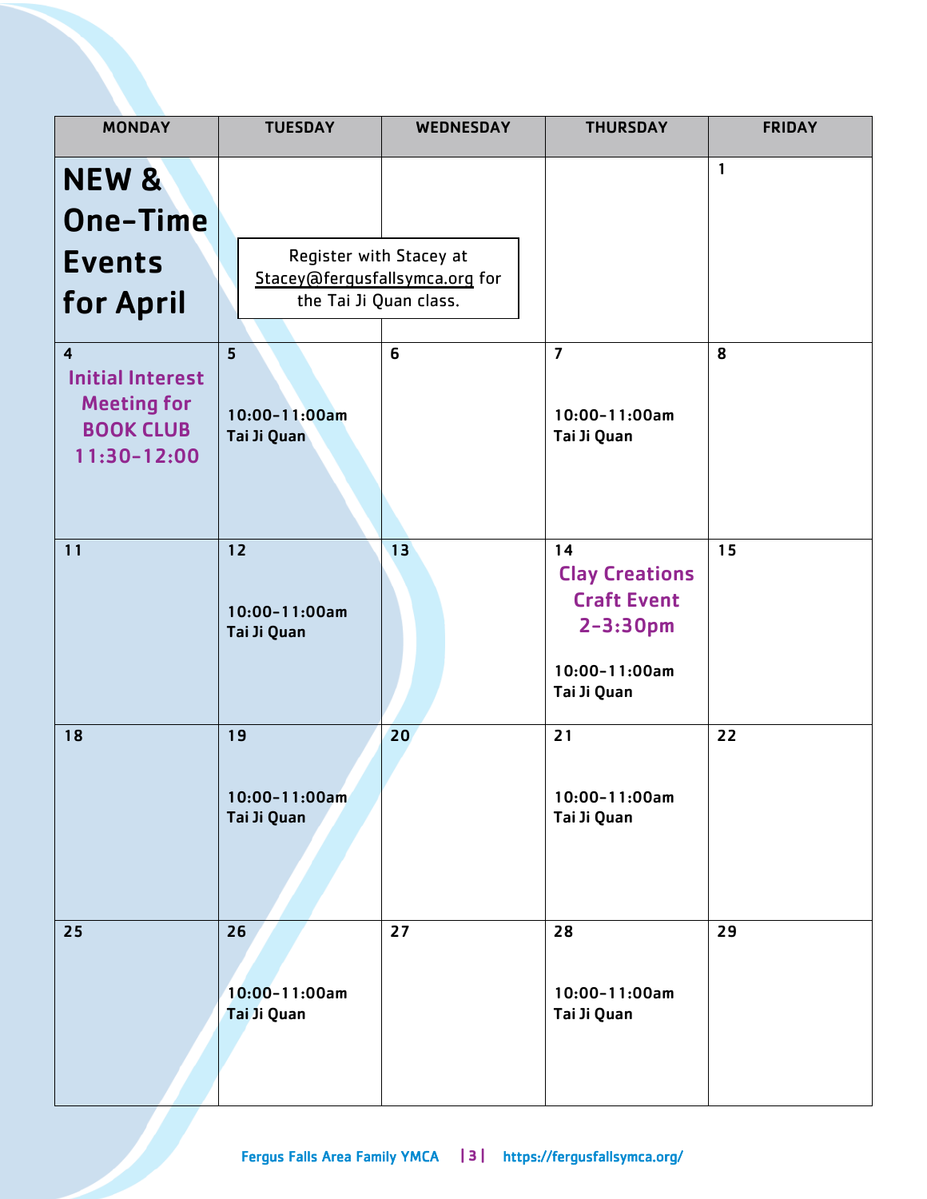| MONDAY | TUESDAY | WEDNESDAY | THURSDAY | FRIDAY |
|---|---|---|---|---|
| **NEW & One-Time Events for April** | Register with Stacey at Stacey@fergusfallsymca.org for the Tai Ji Quan class. | | | 1 |
| 4 **Initial Interest Meeting for BOOK CLUB 11:30-12:00** | 5 10:00-11:00am Tai Ji Quan | 6 | 7 10:00-11:00am Tai Ji Quan | 8 |
| 11 | 12 10:00-11:00am Tai Ji Quan | 13 | 14 **Clay Creations Craft Event 2-3:30pm** 10:00-11:00am Tai Ji Quan | 15 |
| 18 | 19 10:00-11:00am Tai Ji Quan | 20 | 21 10:00-11:00am Tai Ji Quan | 22 |
| 25 | 26 10:00-11:00am Tai Ji Quan | 27 | 28 10:00-11:00am Tai Ji Quan | 29 |

Fergus Falls Area Family YMCA | https://fergusfallsymca.org/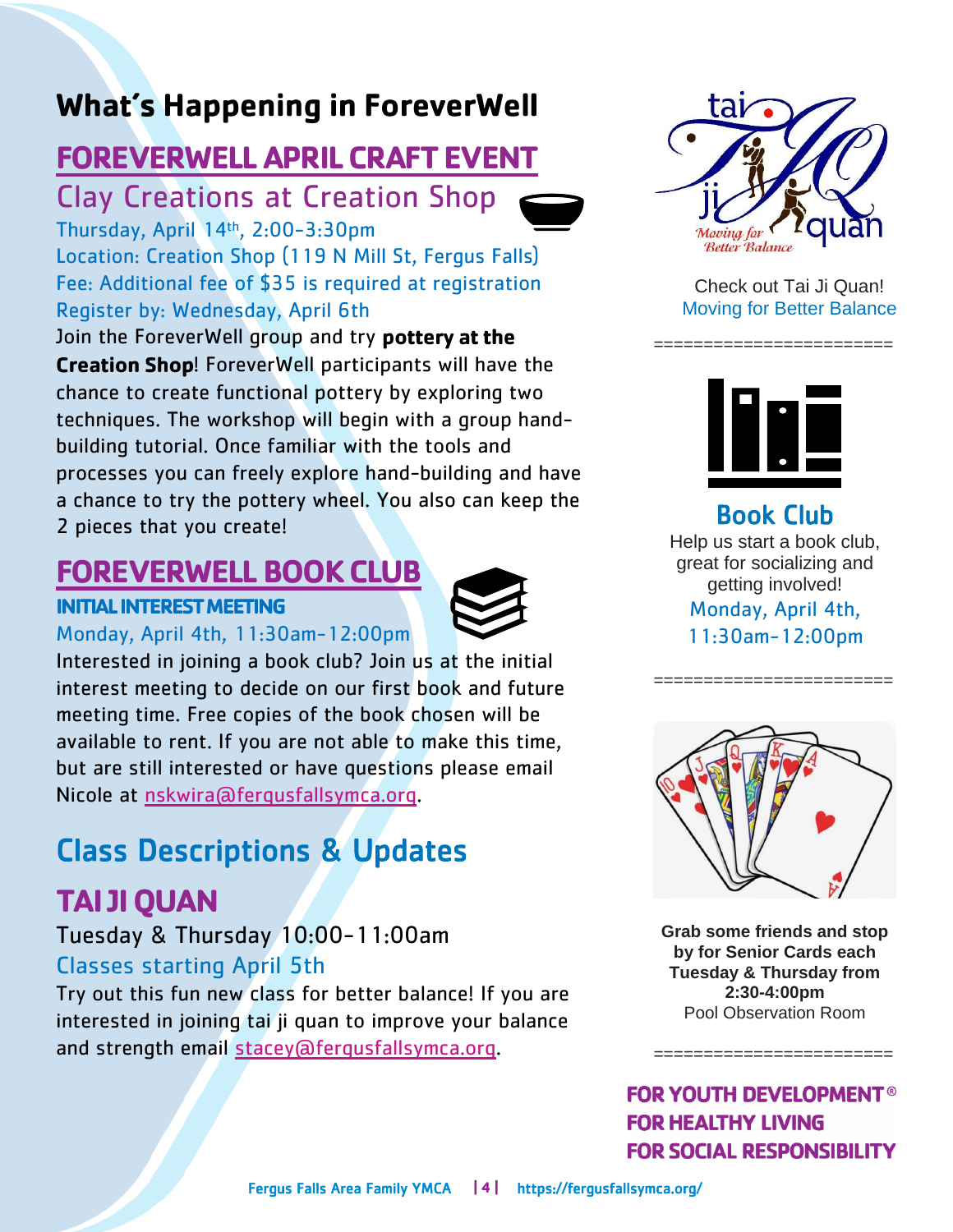# What's Happening in ForeverWell

## FOREVERWELL APRIL CRAFT EVENT

### Clay Creations at Creation Shop

Thursday, April 14th, 2:00-3:30pm
Location: Creation Shop (119 N Mill St, Fergus Falls)
Fee: Additional fee of $35 is required at registration
Register by: Wednesday, April 6th

Join the ForeverWell group and try **pottery at the Creation Shop**! ForeverWell participants will have the chance to create functional pottery by exploring two techniques. The workshop will begin with a group hand-building tutorial. Once familiar with the tools and processes you can freely explore hand-building and have a chance to try the pottery wheel. You also can keep the 2 pieces that you create!

## FOREVERWELL BOOK CLUB

**INITIAL INTEREST MEETING**

Monday, April 4th, 11:30am-12:00pm

Interested in joining a book club? Join us at the initial interest meeting to decide on our first book and future meeting time. Free copies of the book chosen will be available to rent. If you are not able to make this time, but are still interested or have questions please email Nicole at nskwira@fergusfallsymca.org.

## Class Descriptions & Updates

### TAI JI QUAN

Tuesday & Thursday 10:00-11:00am
Classes starting April 5th

Try out this fun new class for better balance! If you are interested in joining tai ji quan to improve your balance and strength email stacey@fergusfallsymca.org.

---

Check out Tai Ji Quan!
Moving for Better Balance

=======================

### Book Club

Help us start a book club, great for socializing and getting involved!
Monday, April 4th, 11:30am-12:00pm

=======================

**Grab some friends and stop by for Senior Cards each Tuesday & Thursday from 2:30-4:00pm**
Pool Observation Room

=======================

**FOR YOUTH DEVELOPMENT®**
**FOR HEALTHY LIVING**
**FOR SOCIAL RESPONSIBILITY**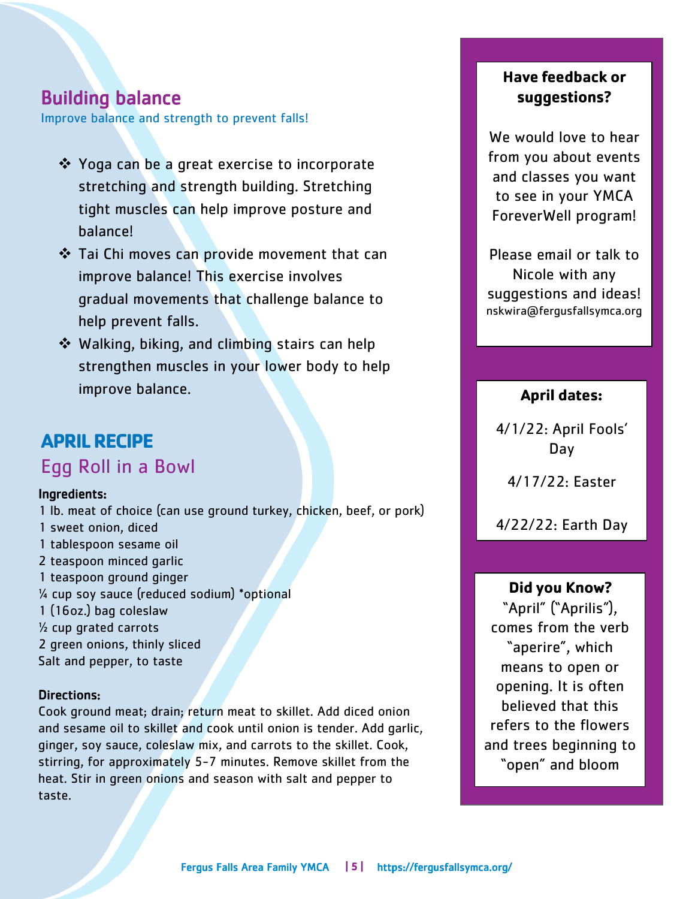## Building balance

Improve balance and strength to prevent falls!

- Yoga can be a great exercise to incorporate stretching and strength building. Stretching tight muscles can help improve posture and balance!
- Tai Chi moves can provide movement that can improve balance! This exercise involves gradual movements that challenge balance to help prevent falls.
- Walking, biking, and climbing stairs can help strengthen muscles in your lower body to help improve balance.

## APRIL RECIPE

### Egg Roll in a Bowl

**Ingredients:**

1 lb. meat of choice (can use ground turkey, chicken, beef, or pork)
1 sweet onion, diced
1 tablespoon sesame oil
2 teaspoon minced garlic
1 teaspoon ground ginger
¼ cup soy sauce (reduced sodium) *optional
1 (16oz.) bag coleslaw
½ cup grated carrots
2 green onions, thinly sliced
Salt and pepper, to taste

**Directions:**

Cook ground meat; drain; return meat to skillet. Add diced onion and sesame oil to skillet and cook until onion is tender. Add garlic, ginger, soy sauce, coleslaw mix, and carrots to the skillet. Cook, stirring, for approximately 5-7 minutes. Remove skillet from the heat. Stir in green onions and season with salt and pepper to taste.

**Have feedback or suggestions?**

We would love to hear from you about events and classes you want to see in your YMCA ForeverWell program!

Please email or talk to Nicole with any suggestions and ideas!
nskwira@fergusfallsymca.org

**April dates:**

4/1/22: April Fools' Day

4/17/22: Easter

4/22/22: Earth Day

**Did you Know?**

"April" ("Aprilis"), comes from the verb "aperire", which means to open or opening. It is often believed that this refers to the flowers and trees beginning to "open" and bloom